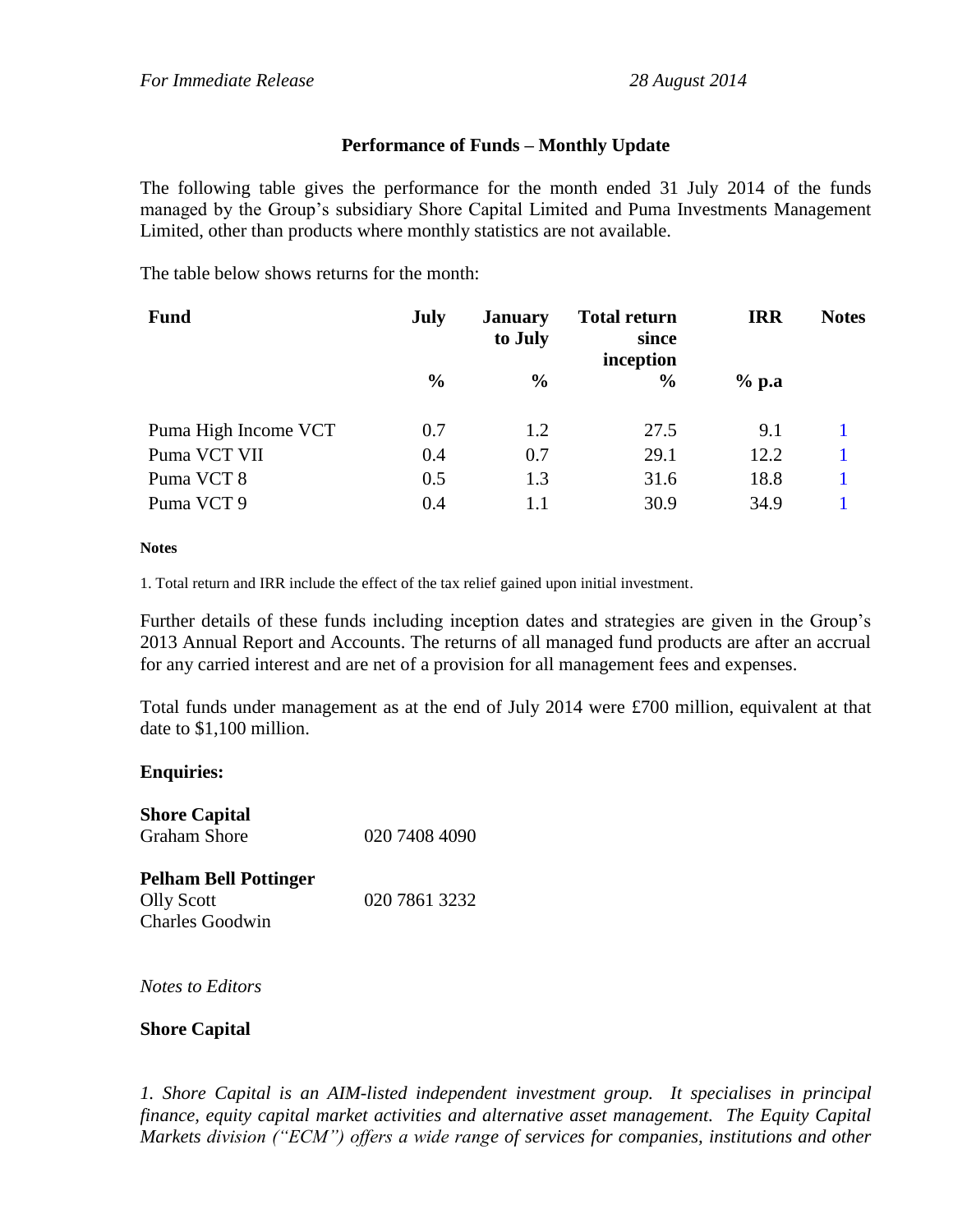*For Immediate Release* *28 August 2014*

## Performance of Funds – Monthly Update

The following table gives the performance for the month ended 31 July 2014 of the funds managed by the Group's subsidiary Shore Capital Limited and Puma Investments Management Limited, other than products where monthly statistics are not available.

The table below shows returns for the month:

| Fund | July | January to July | Total return since inception | IRR | Notes |
|---|---|---|---|---|---|
| | % | % | % | % p.a | |
| Puma High Income VCT | 0.7 | 1.2 | 27.5 | 9.1 | 1 |
| Puma VCT VII | 0.4 | 0.7 | 29.1 | 12.2 | 1 |
| Puma VCT 8 | 0.5 | 1.3 | 31.6 | 18.8 | 1 |
| Puma VCT 9 | 0.4 | 1.1 | 30.9 | 34.9 | 1 |

**Notes**

1. Total return and IRR include the effect of the tax relief gained upon initial investment.

Further details of these funds including inception dates and strategies are given in the Group's 2013 Annual Report and Accounts. The returns of all managed fund products are after an accrual for any carried interest and are net of a provision for all management fees and expenses.

Total funds under management as at the end of July 2014 were £700 million, equivalent at that date to $1,100 million.

**Enquiries:**

**Shore Capital**
Graham Shore 020 7408 4090

**Pelham Bell Pottinger**
Olly Scott 020 7861 3232
Charles Goodwin

*Notes to Editors*

**Shore Capital**

*1. Shore Capital is an AIM-listed independent investment group. It specialises in principal finance, equity capital market activities and alternative asset management. The Equity Capital Markets division ("ECM") offers a wide range of services for companies, institutions and other*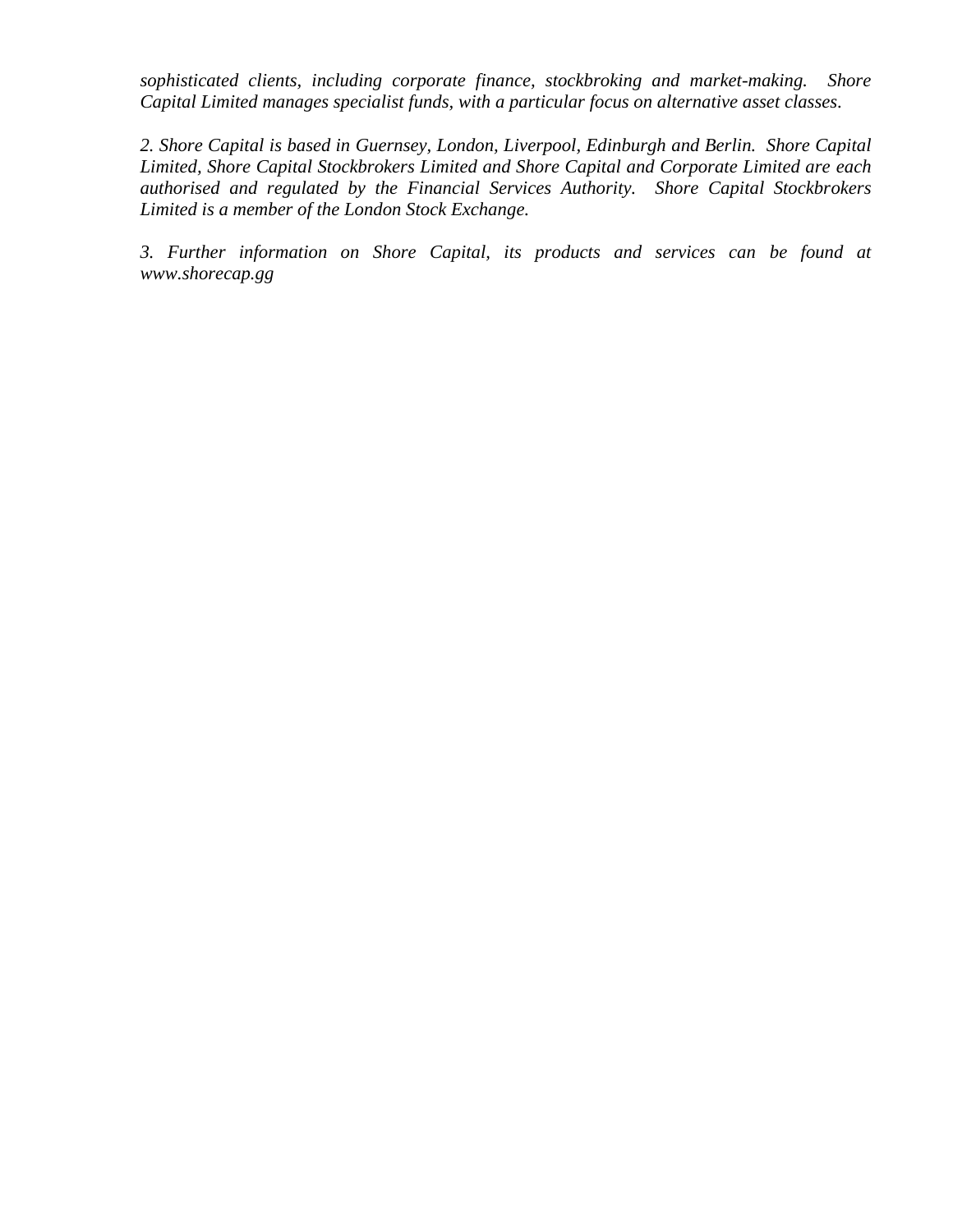*sophisticated clients, including corporate finance, stockbroking and market-making. Shore Capital Limited manages specialist funds, with a particular focus on alternative asset classes.*

*2. Shore Capital is based in Guernsey, London, Liverpool, Edinburgh and Berlin. Shore Capital Limited, Shore Capital Stockbrokers Limited and Shore Capital and Corporate Limited are each authorised and regulated by the Financial Services Authority. Shore Capital Stockbrokers Limited is a member of the London Stock Exchange.*

*3. Further information on Shore Capital, its products and services can be found at www.shorecap.gg*